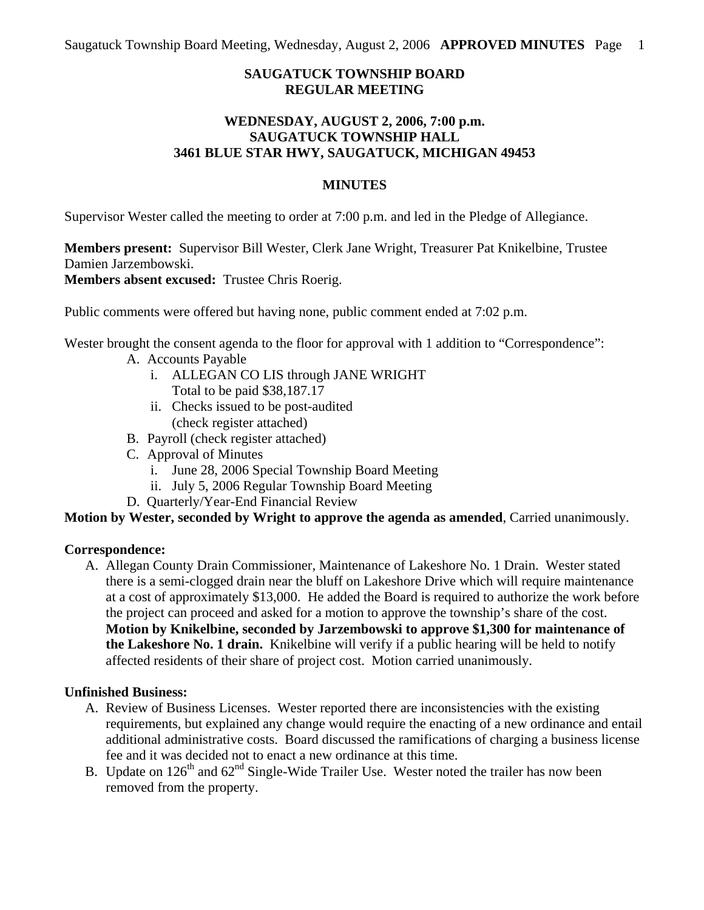# SAUGATUCK TOWNSHIP BOARD
# REGULAR MEETING

## WEDNESDAY, AUGUST 2, 2006, 7:00 p.m.
## SAUGATUCK TOWNSHIP HALL
## 3461 BLUE STAR HWY, SAUGATUCK, MICHIGAN 49453

## MINUTES

Supervisor Wester called the meeting to order at 7:00 p.m. and led in the Pledge of Allegiance.

**Members present:** Supervisor Bill Wester, Clerk Jane Wright, Treasurer Pat Knikelbine, Trustee Damien Jarzembowski.
**Members absent excused:** Trustee Chris Roerig.

Public comments were offered but having none, public comment ended at 7:02 p.m.

Wester brought the consent agenda to the floor for approval with 1 addition to "Correspondence":

A. Accounts Payable
   i. ALLEGAN CO LIS through JANE WRIGHT
      Total to be paid $38,187.17
   ii. Checks issued to be post-audited
      (check register attached)
B. Payroll (check register attached)
C. Approval of Minutes
   i. June 28, 2006 Special Township Board Meeting
   ii. July 5, 2006 Regular Township Board Meeting
D. Quarterly/Year-End Financial Review

**Motion by Wester, seconded by Wright to approve the agenda as amended**, Carried unanimously.

**Correspondence:**

A. Allegan County Drain Commissioner, Maintenance of Lakeshore No. 1 Drain. Wester stated there is a semi-clogged drain near the bluff on Lakeshore Drive which will require maintenance at a cost of approximately $13,000. He added the Board is required to authorize the work before the project can proceed and asked for a motion to approve the township's share of the cost. **Motion by Knikelbine, seconded by Jarzembowski to approve $1,300 for maintenance of the Lakeshore No. 1 drain.** Knikelbine will verify if a public hearing will be held to notify affected residents of their share of project cost. Motion carried unanimously.

**Unfinished Business:**

A. Review of Business Licenses. Wester reported there are inconsistencies with the existing requirements, but explained any change would require the enacting of a new ordinance and entail additional administrative costs. Board discussed the ramifications of charging a business license fee and it was decided not to enact a new ordinance at this time.
B. Update on 126th and 62nd Single-Wide Trailer Use. Wester noted the trailer has now been removed from the property.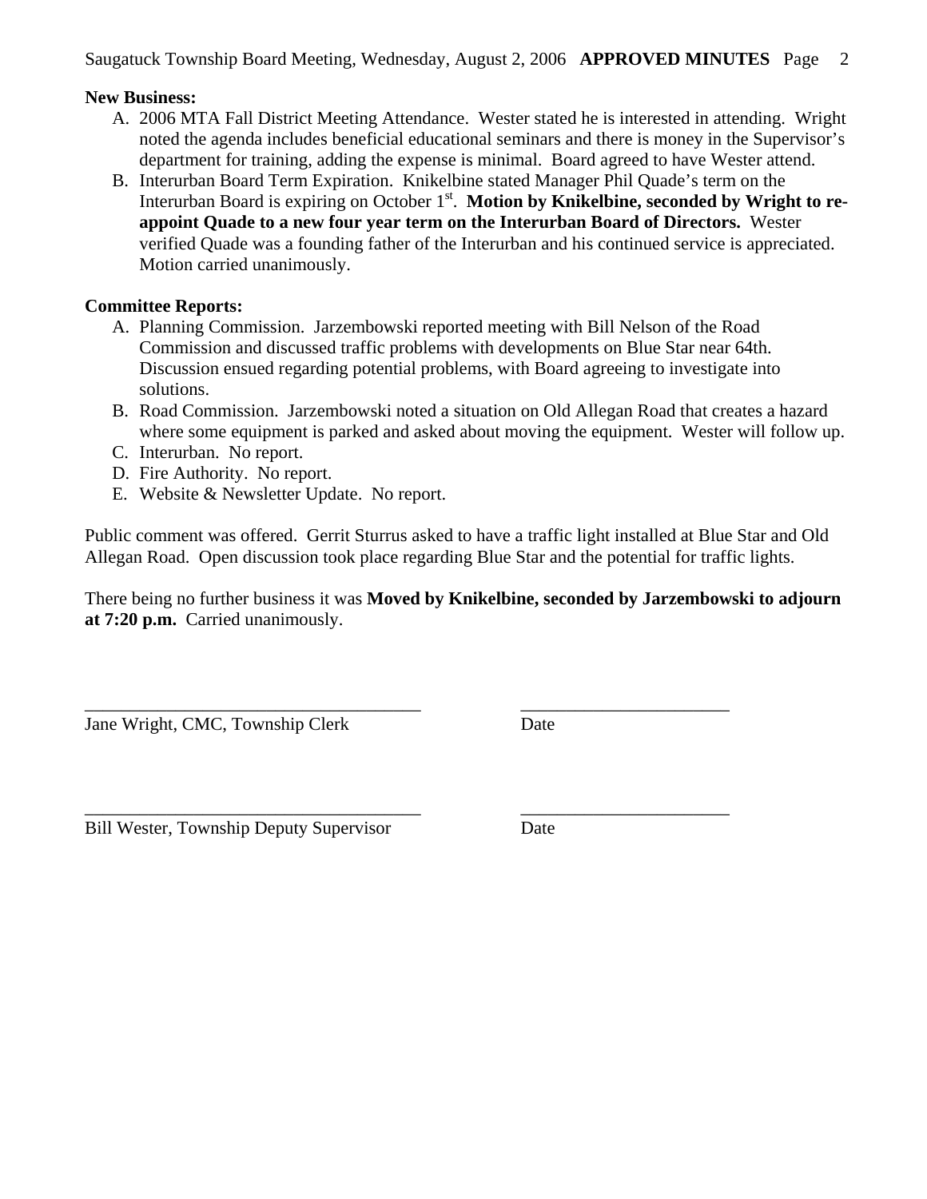**New Business:**

A. 2006 MTA Fall District Meeting Attendance. Wester stated he is interested in attending. Wright noted the agenda includes beneficial educational seminars and there is money in the Supervisor's department for training, adding the expense is minimal. Board agreed to have Wester attend.
B. Interurban Board Term Expiration. Knikelbine stated Manager Phil Quade's term on the Interurban Board is expiring on October 1st. **Motion by Knikelbine, seconded by Wright to re-appoint Quade to a new four year term on the Interurban Board of Directors.** Wester verified Quade was a founding father of the Interurban and his continued service is appreciated. Motion carried unanimously.

**Committee Reports:**

A. Planning Commission. Jarzembowski reported meeting with Bill Nelson of the Road Commission and discussed traffic problems with developments on Blue Star near 64th. Discussion ensued regarding potential problems, with Board agreeing to investigate into solutions.
B. Road Commission. Jarzembowski noted a situation on Old Allegan Road that creates a hazard where some equipment is parked and asked about moving the equipment. Wester will follow up.
C. Interurban. No report.
D. Fire Authority. No report.
E. Website & Newsletter Update. No report.

Public comment was offered. Gerrit Sturrus asked to have a traffic light installed at Blue Star and Old Allegan Road. Open discussion took place regarding Blue Star and the potential for traffic lights.

There being no further business it was **Moved by Knikelbine, seconded by Jarzembowski to adjourn at 7:20 p.m.** Carried unanimously.

_____________________________________ _______________________

Jane Wright, CMC, Township Clerk Date

_____________________________________ _______________________

Bill Wester, Township Deputy Supervisor Date